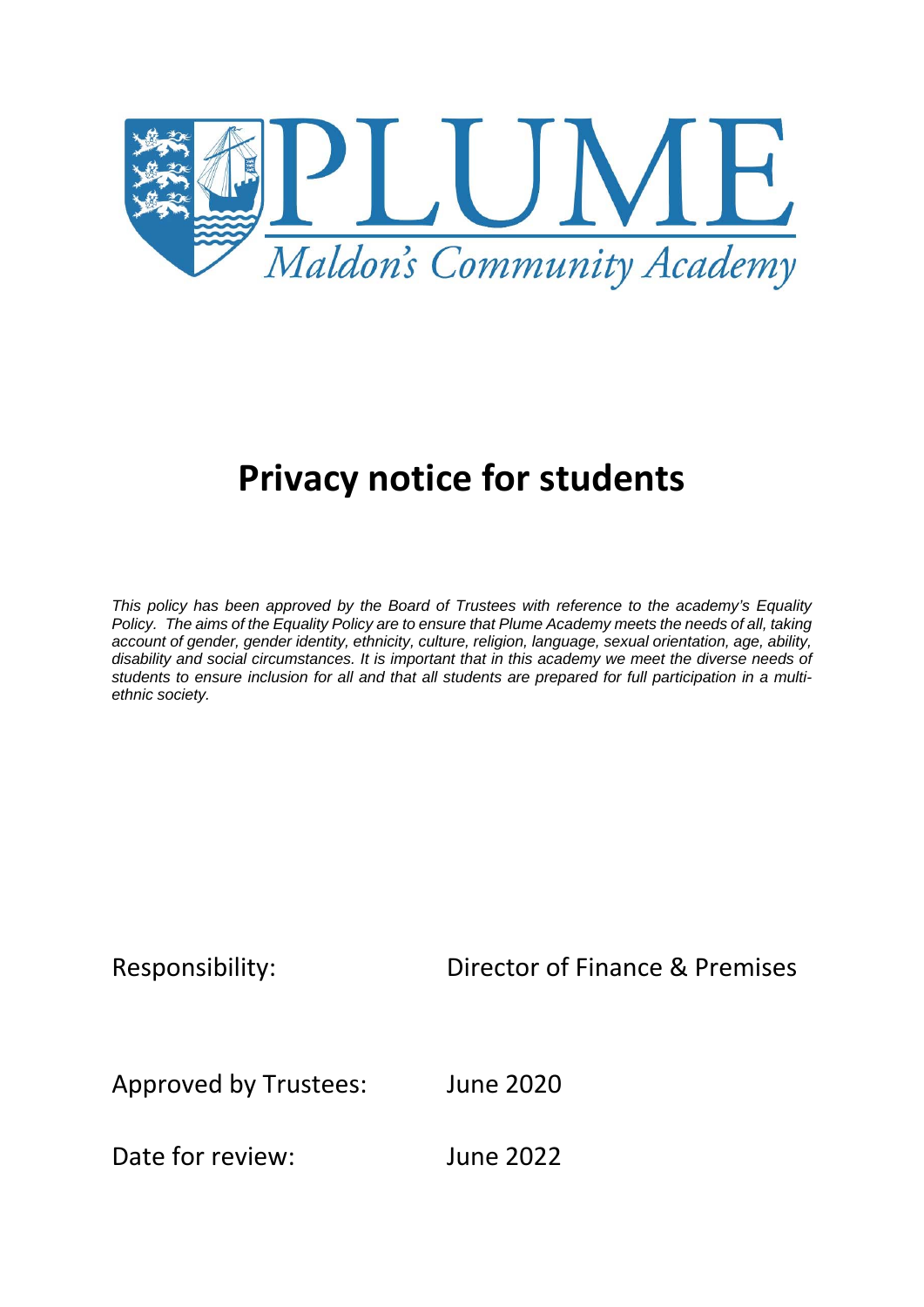PLUME

*Maldon's Community Academy*

# Privacy notice for students

*This policy has been approved by the Board of Trustees with reference to the academy's Equality Policy. The aims of the Equality Policy are to ensure that Plume Academy meets the needs of all, taking account of gender, gender identity, ethnicity, culture, religion, language, sexual orientation, age, ability, disability and social circumstances. It is important that in this academy we meet the diverse needs of students to ensure inclusion for all and that all students are prepared for full participation in a multi-ethnic society.*

| | |
|---|---|
| Responsibility: | Director of Finance & Premises |
| Approved by Trustees: | June 2020 |
| Date for review: | June 2022 |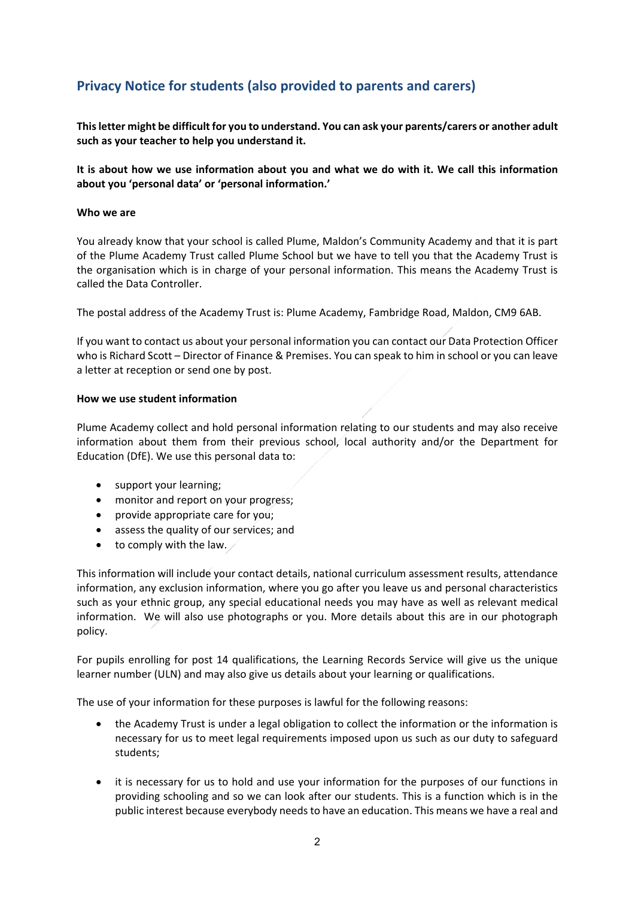## Privacy Notice for students (also provided to parents and carers)

**This letter might be difficult for you to understand. You can ask your parents/carers or another adult such as your teacher to help you understand it.**

**It is about how we use information about you and what we do with it. We call this information about you 'personal data' or 'personal information.'**

**Who we are**

You already know that your school is called Plume, Maldon's Community Academy and that it is part of the Plume Academy Trust called Plume School but we have to tell you that the Academy Trust is the organisation which is in charge of your personal information. This means the Academy Trust is called the Data Controller.

The postal address of the Academy Trust is: Plume Academy, Fambridge Road, Maldon, CM9 6AB.

If you want to contact us about your personal information you can contact our Data Protection Officer who is Richard Scott – Director of Finance & Premises. You can speak to him in school or you can leave a letter at reception or send one by post.

**How we use student information**

Plume Academy collect and hold personal information relating to our students and may also receive information about them from their previous school, local authority and/or the Department for Education (DfE). We use this personal data to:

- support your learning;
- monitor and report on your progress;
- provide appropriate care for you;
- assess the quality of our services; and
- to comply with the law.

This information will include your contact details, national curriculum assessment results, attendance information, any exclusion information, where you go after you leave us and personal characteristics such as your ethnic group, any special educational needs you may have as well as relevant medical information. We will also use photographs or you. More details about this are in our photograph policy.

For pupils enrolling for post 14 qualifications, the Learning Records Service will give us the unique learner number (ULN) and may also give us details about your learning or qualifications.

The use of your information for these purposes is lawful for the following reasons:

- the Academy Trust is under a legal obligation to collect the information or the information is necessary for us to meet legal requirements imposed upon us such as our duty to safeguard students;

- it is necessary for us to hold and use your information for the purposes of our functions in providing schooling and so we can look after our students. This is a function which is in the public interest because everybody needs to have an education. This means we have a real and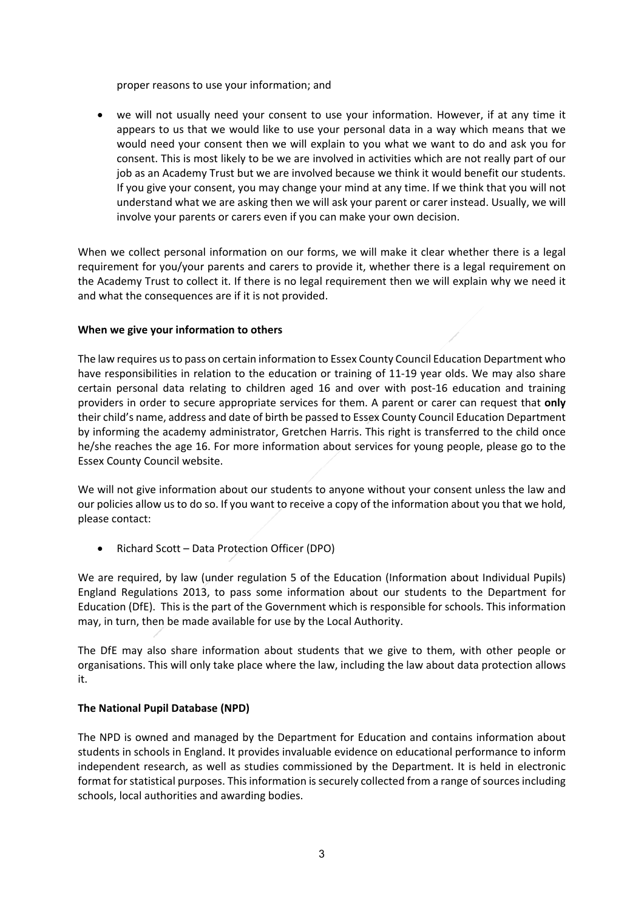proper reasons to use your information; and

- we will not usually need your consent to use your information. However, if at any time it appears to us that we would like to use your personal data in a way which means that we would need your consent then we will explain to you what we want to do and ask you for consent. This is most likely to be we are involved in activities which are not really part of our job as an Academy Trust but we are involved because we think it would benefit our students. If you give your consent, you may change your mind at any time. If we think that you will not understand what we are asking then we will ask your parent or carer instead. Usually, we will involve your parents or carers even if you can make your own decision.

When we collect personal information on our forms, we will make it clear whether there is a legal requirement for you/your parents and carers to provide it, whether there is a legal requirement on the Academy Trust to collect it. If there is no legal requirement then we will explain why we need it and what the consequences are if it is not provided.

**When we give your information to others**

The law requires us to pass on certain information to Essex County Council Education Department who have responsibilities in relation to the education or training of 11-19 year olds. We may also share certain personal data relating to children aged 16 and over with post-16 education and training providers in order to secure appropriate services for them. A parent or carer can request that **only** their child's name, address and date of birth be passed to Essex County Council Education Department by informing the academy administrator, Gretchen Harris. This right is transferred to the child once he/she reaches the age 16. For more information about services for young people, please go to the Essex County Council website.

We will not give information about our students to anyone without your consent unless the law and our policies allow us to do so. If you want to receive a copy of the information about you that we hold, please contact:

- Richard Scott – Data Protection Officer (DPO)

We are required, by law (under regulation 5 of the Education (Information about Individual Pupils) England Regulations 2013, to pass some information about our students to the Department for Education (DfE). This is the part of the Government which is responsible for schools. This information may, in turn, then be made available for use by the Local Authority.

The DfE may also share information about students that we give to them, with other people or organisations. This will only take place where the law, including the law about data protection allows it.

**The National Pupil Database (NPD)**

The NPD is owned and managed by the Department for Education and contains information about students in schools in England. It provides invaluable evidence on educational performance to inform independent research, as well as studies commissioned by the Department. It is held in electronic format for statistical purposes. This information is securely collected from a range of sources including schools, local authorities and awarding bodies.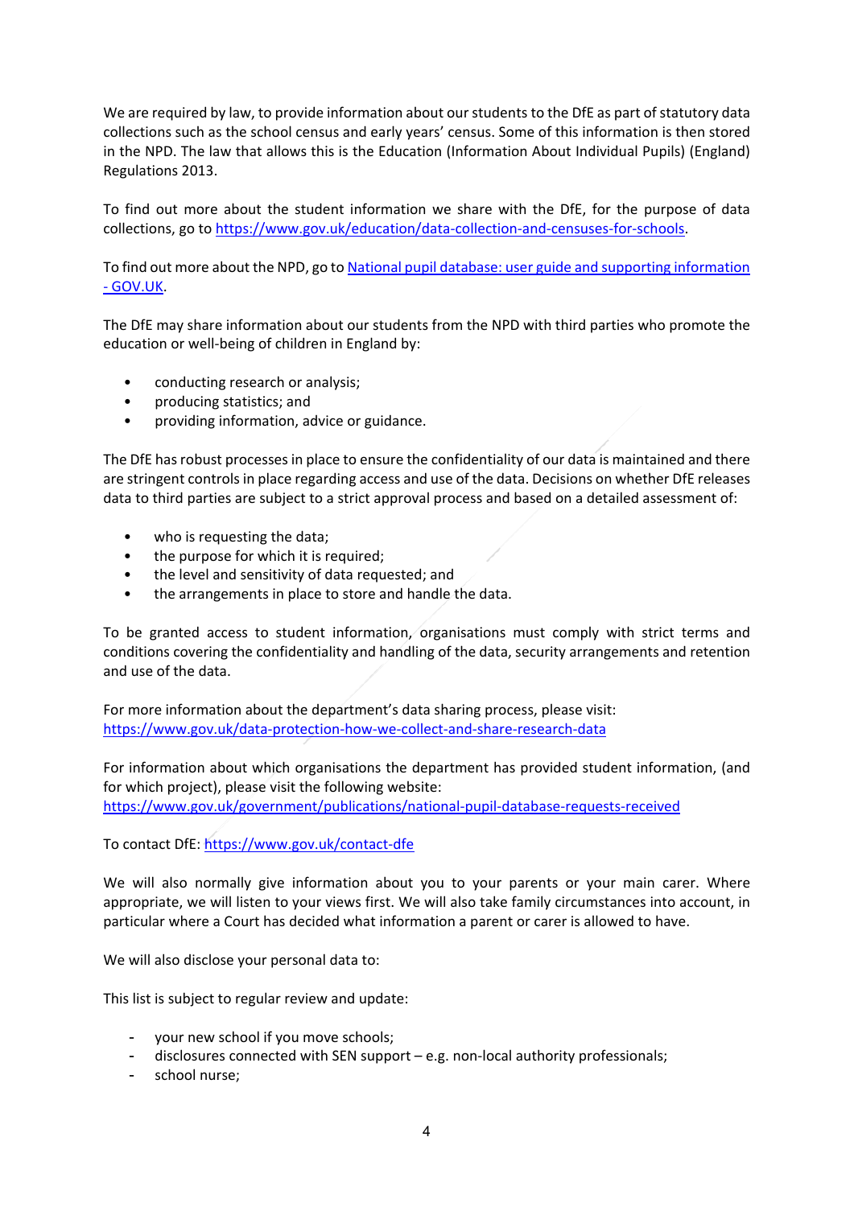We are required by law, to provide information about our students to the DfE as part of statutory data collections such as the school census and early years' census. Some of this information is then stored in the NPD. The law that allows this is the Education (Information About Individual Pupils) (England) Regulations 2013.

To find out more about the student information we share with the DfE, for the purpose of data collections, go to [https://www.gov.uk/education/data-collection-and-censuses-for-schools](https://www.gov.uk/education/data-collection-and-censuses-for-schools).

To find out more about the NPD, go to [National pupil database: user guide and supporting information - GOV.UK](#).

The DfE may share information about our students from the NPD with third parties who promote the education or well-being of children in England by:

- conducting research or analysis;
- producing statistics; and
- providing information, advice or guidance.

The DfE has robust processes in place to ensure the confidentiality of our data is maintained and there are stringent controls in place regarding access and use of the data. Decisions on whether DfE releases data to third parties are subject to a strict approval process and based on a detailed assessment of:

- who is requesting the data;
- the purpose for which it is required;
- the level and sensitivity of data requested; and
- the arrangements in place to store and handle the data.

To be granted access to student information, organisations must comply with strict terms and conditions covering the confidentiality and handling of the data, security arrangements and retention and use of the data.

For more information about the department's data sharing process, please visit:
[https://www.gov.uk/data-protection-how-we-collect-and-share-research-data](https://www.gov.uk/data-protection-how-we-collect-and-share-research-data)

For information about which organisations the department has provided student information, (and for which project), please visit the following website:
[https://www.gov.uk/government/publications/national-pupil-database-requests-received](https://www.gov.uk/government/publications/national-pupil-database-requests-received)

To contact DfE: [https://www.gov.uk/contact-dfe](https://www.gov.uk/contact-dfe)

We will also normally give information about you to your parents or your main carer. Where appropriate, we will listen to your views first. We will also take family circumstances into account, in particular where a Court has decided what information a parent or carer is allowed to have.

We will also disclose your personal data to:

This list is subject to regular review and update:

- your new school if you move schools;
- disclosures connected with SEN support – e.g. non-local authority professionals;
- school nurse;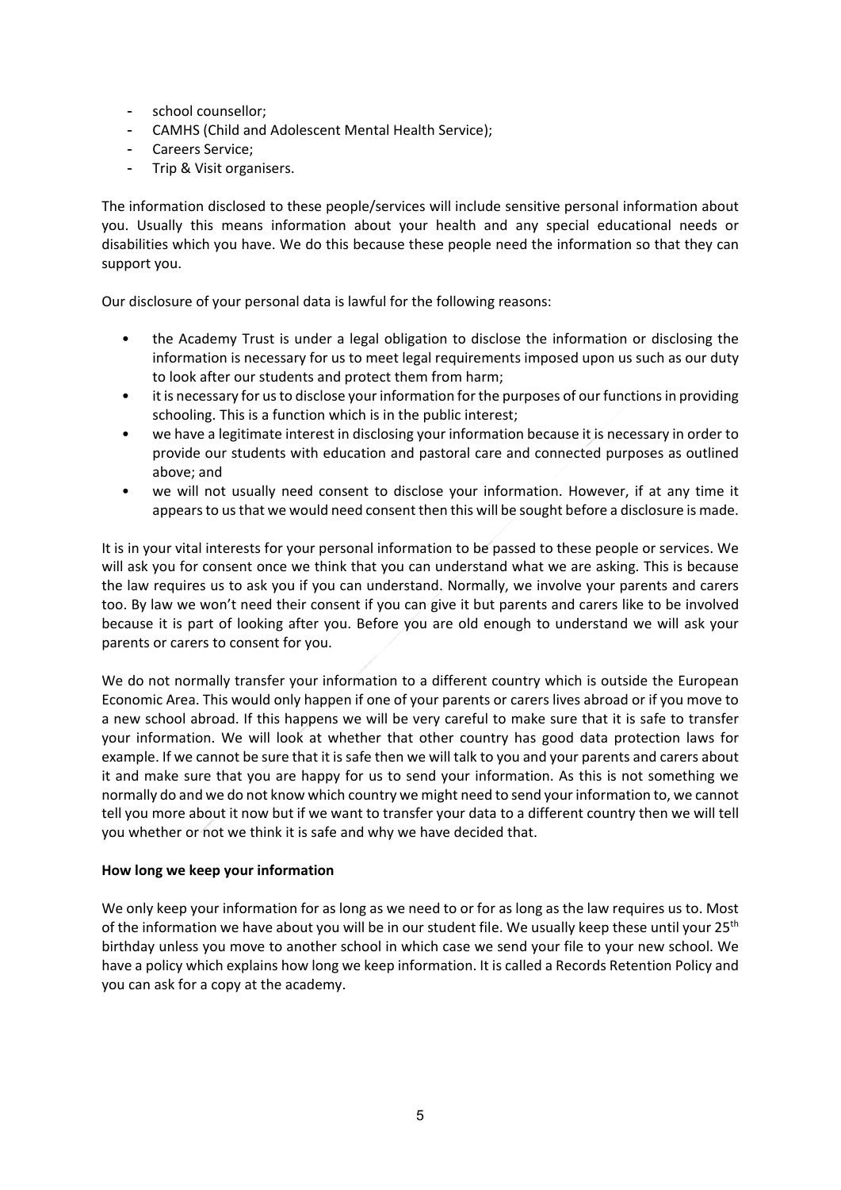- school counsellor;
- CAMHS (Child and Adolescent Mental Health Service);
- Careers Service;
- Trip & Visit organisers.

The information disclosed to these people/services will include sensitive personal information about you. Usually this means information about your health and any special educational needs or disabilities which you have. We do this because these people need the information so that they can support you.

Our disclosure of your personal data is lawful for the following reasons:

- the Academy Trust is under a legal obligation to disclose the information or disclosing the information is necessary for us to meet legal requirements imposed upon us such as our duty to look after our students and protect them from harm;
- it is necessary for us to disclose your information for the purposes of our functions in providing schooling. This is a function which is in the public interest;
- we have a legitimate interest in disclosing your information because it is necessary in order to provide our students with education and pastoral care and connected purposes as outlined above; and
- we will not usually need consent to disclose your information. However, if at any time it appears to us that we would need consent then this will be sought before a disclosure is made.

It is in your vital interests for your personal information to be passed to these people or services. We will ask you for consent once we think that you can understand what we are asking. This is because the law requires us to ask you if you can understand. Normally, we involve your parents and carers too. By law we won't need their consent if you can give it but parents and carers like to be involved because it is part of looking after you. Before you are old enough to understand we will ask your parents or carers to consent for you.

We do not normally transfer your information to a different country which is outside the European Economic Area. This would only happen if one of your parents or carers lives abroad or if you move to a new school abroad. If this happens we will be very careful to make sure that it is safe to transfer your information. We will look at whether that other country has good data protection laws for example. If we cannot be sure that it is safe then we will talk to you and your parents and carers about it and make sure that you are happy for us to send your information. As this is not something we normally do and we do not know which country we might need to send your information to, we cannot tell you more about it now but if we want to transfer your data to a different country then we will tell you whether or not we think it is safe and why we have decided that.

**How long we keep your information**

We only keep your information for as long as we need to or for as long as the law requires us to. Most of the information we have about you will be in our student file. We usually keep these until your 25th birthday unless you move to another school in which case we send your file to your new school. We have a policy which explains how long we keep information. It is called a Records Retention Policy and you can ask for a copy at the academy.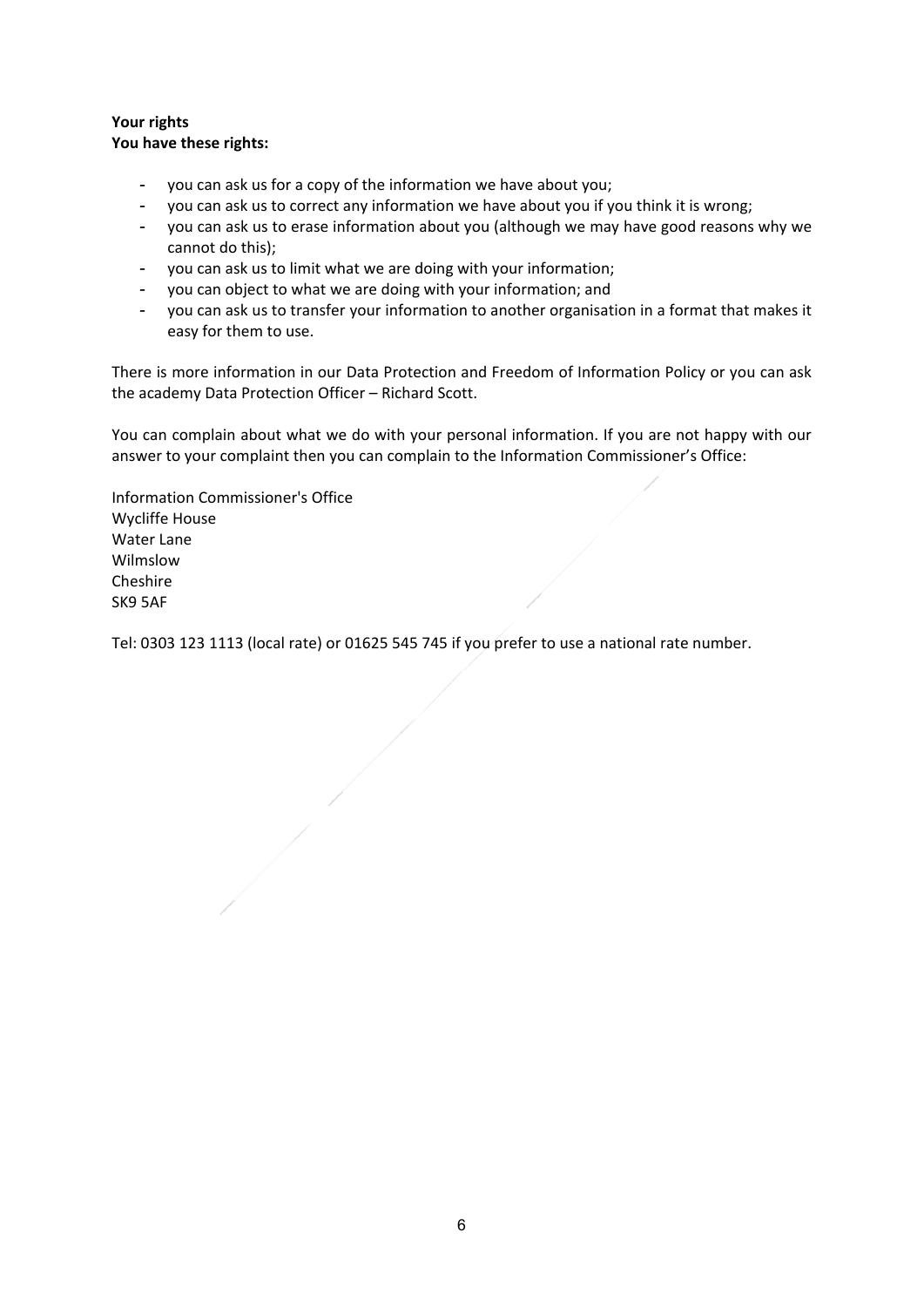**Your rights**
**You have these rights:**

- you can ask us for a copy of the information we have about you;
- you can ask us to correct any information we have about you if you think it is wrong;
- you can ask us to erase information about you (although we may have good reasons why we cannot do this);
- you can ask us to limit what we are doing with your information;
- you can object to what we are doing with your information; and
- you can ask us to transfer your information to another organisation in a format that makes it easy for them to use.

There is more information in our Data Protection and Freedom of Information Policy or you can ask the academy Data Protection Officer – Richard Scott.

You can complain about what we do with your personal information. If you are not happy with our answer to your complaint then you can complain to the Information Commissioner's Office:

Information Commissioner's Office
Wycliffe House
Water Lane
Wilmslow
Cheshire
SK9 5AF

Tel: 0303 123 1113 (local rate) or 01625 545 745 if you prefer to use a national rate number.